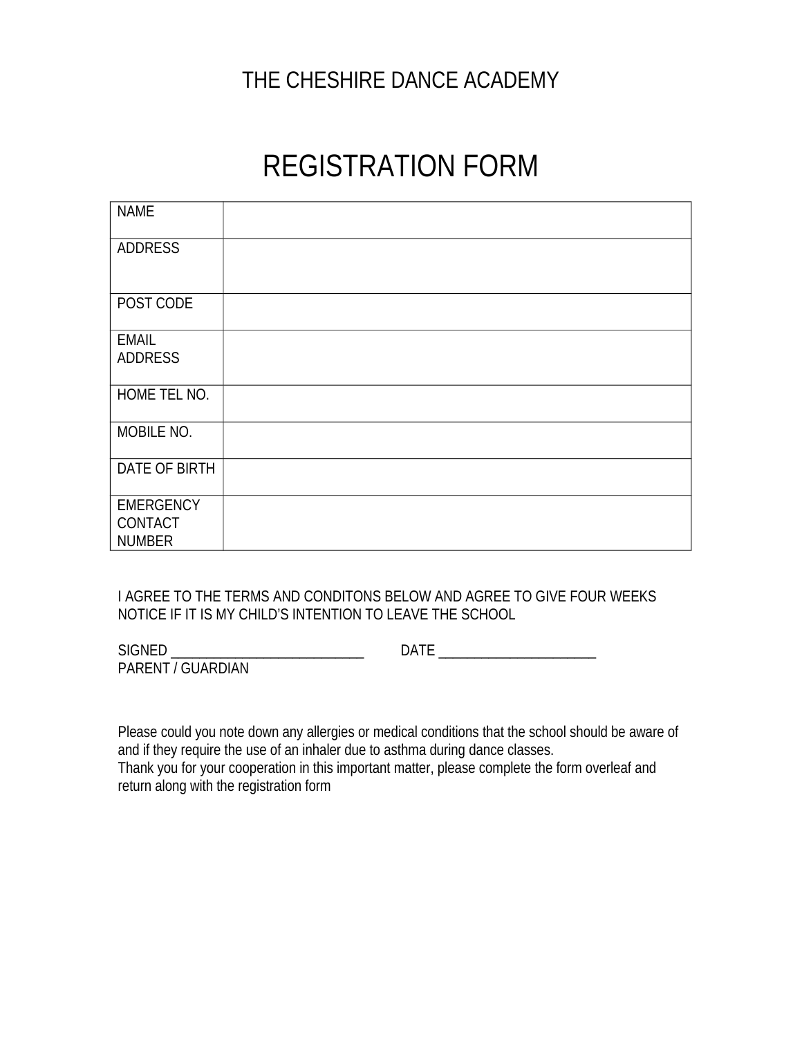# THE CHESHIRE DANCE ACADEMY

# REGISTRATION FORM

| NAME | |
|---|---|
| ADDRESS | |
| POST CODE | |
| EMAIL ADDRESS | |
| HOME TEL NO. | |
| MOBILE NO. | |
| DATE OF BIRTH | |
| EMERGENCY CONTACT NUMBER | |

I AGREE TO THE TERMS AND CONDITONS BELOW AND AGREE TO GIVE FOUR WEEKS NOTICE IF IT IS MY CHILD'S INTENTION TO LEAVE THE SCHOOL

SIGNED ___________________________ DATE ______________________
PARENT / GUARDIAN

Please could you note down any allergies or medical conditions that the school should be aware of and if they require the use of an inhaler due to asthma during dance classes.
Thank you for your cooperation in this important matter, please complete the form overleaf and return along with the registration form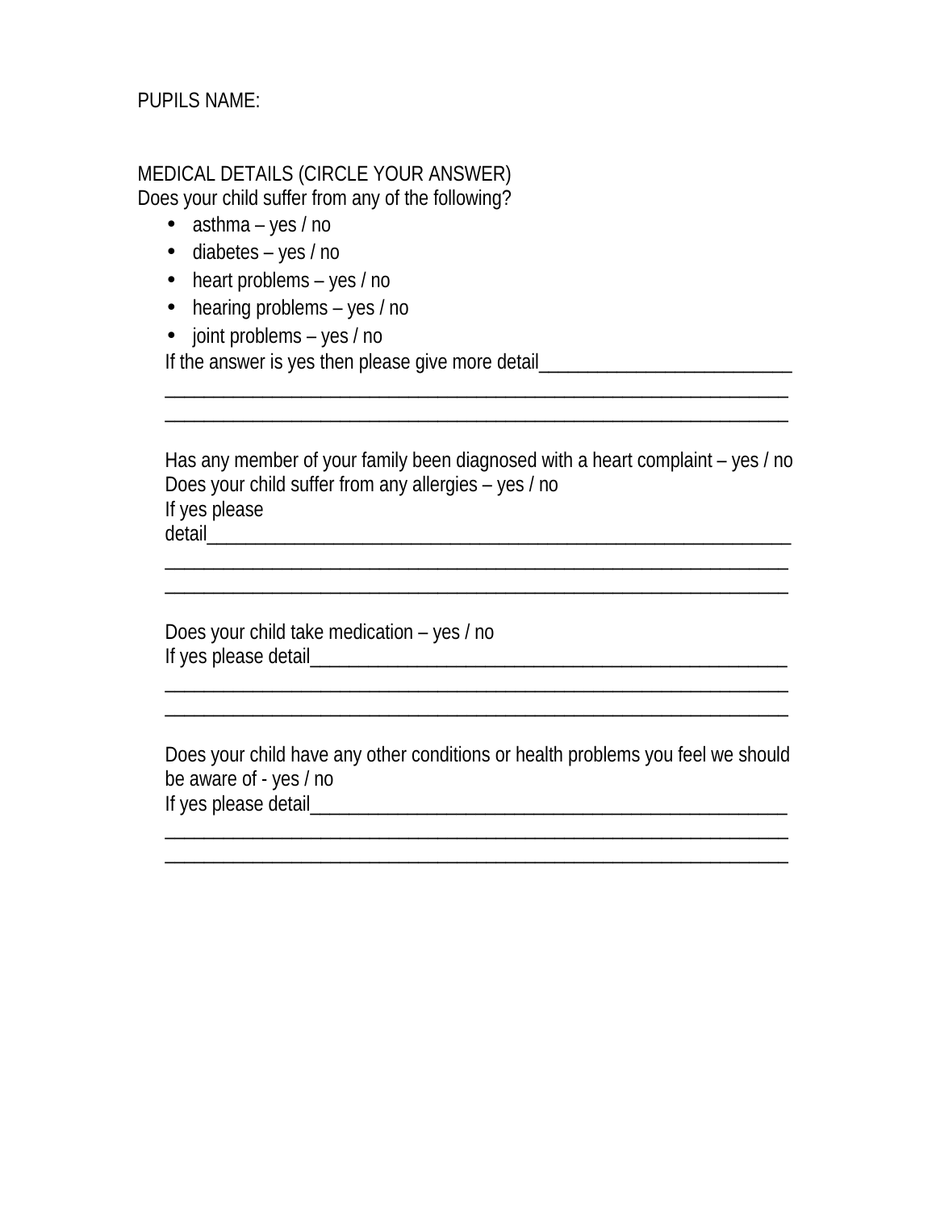PUPILS NAME:

MEDICAL DETAILS (CIRCLE YOUR ANSWER)
Does your child suffer from any of the following?

- asthma – yes / no
- diabetes – yes / no
- heart problems – yes / no
- hearing problems – yes / no
- joint problems – yes / no

If the answer is yes then please give more detail___________________________
_________________________________________________________________
_________________________________________________________________

Has any member of your family been diagnosed with a heart complaint – yes / no
Does your child suffer from any allergies – yes / no
If yes please
detail_____________________________________________________________
_________________________________________________________________
_________________________________________________________________

Does your child take medication – yes / no
If yes please detail______________________________________________________
_________________________________________________________________
_________________________________________________________________

Does your child have any other conditions or health problems you feel we should be aware of - yes / no
If yes please detail______________________________________________________
_________________________________________________________________
_________________________________________________________________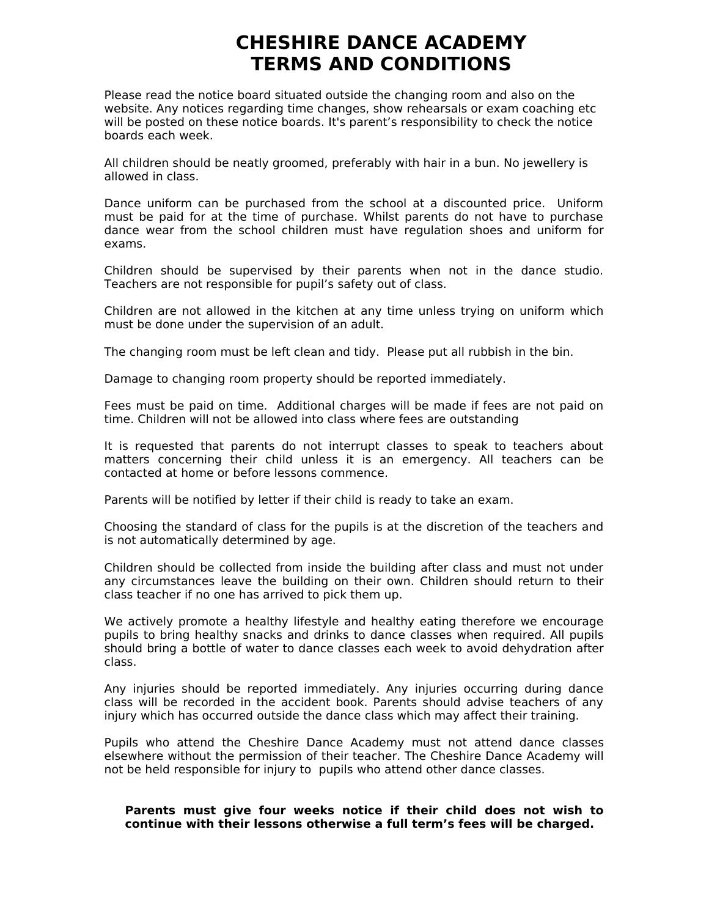# CHESHIRE DANCE ACADEMY
# TERMS AND CONDITIONS

Please read the notice board situated outside the changing room and also on the website. Any notices regarding time changes, show rehearsals or exam coaching etc will be posted on these notice boards. It's parent's responsibility to check the notice boards each week.

All children should be neatly groomed, preferably with hair in a bun. No jewellery is allowed in class.

Dance uniform can be purchased from the school at a discounted price. Uniform must be paid for at the time of purchase. Whilst parents do not have to purchase dance wear from the school children must have regulation shoes and uniform for exams.

Children should be supervised by their parents when not in the dance studio. Teachers are not responsible for pupil's safety out of class.

Children are not allowed in the kitchen at any time unless trying on uniform which must be done under the supervision of an adult.

The changing room must be left clean and tidy. Please put all rubbish in the bin.

Damage to changing room property should be reported immediately.

Fees must be paid on time. Additional charges will be made if fees are not paid on time. Children will not be allowed into class where fees are outstanding

It is requested that parents do not interrupt classes to speak to teachers about matters concerning their child unless it is an emergency. All teachers can be contacted at home or before lessons commence.

Parents will be notified by letter if their child is ready to take an exam.

Choosing the standard of class for the pupils is at the discretion of the teachers and is not automatically determined by age.

Children should be collected from inside the building after class and must not under any circumstances leave the building on their own. Children should return to their class teacher if no one has arrived to pick them up.

We actively promote a healthy lifestyle and healthy eating therefore we encourage pupils to bring healthy snacks and drinks to dance classes when required. All pupils should bring a bottle of water to dance classes each week to avoid dehydration after class.

Any injuries should be reported immediately. Any injuries occurring during dance class will be recorded in the accident book. Parents should advise teachers of any injury which has occurred outside the dance class which may affect their training.

Pupils who attend the Cheshire Dance Academy must not attend dance classes elsewhere without the permission of their teacher. The Cheshire Dance Academy will not be held responsible for injury to pupils who attend other dance classes.

**Parents must give four weeks notice if their child does not wish to continue with their lessons otherwise a full term's fees will be charged.**